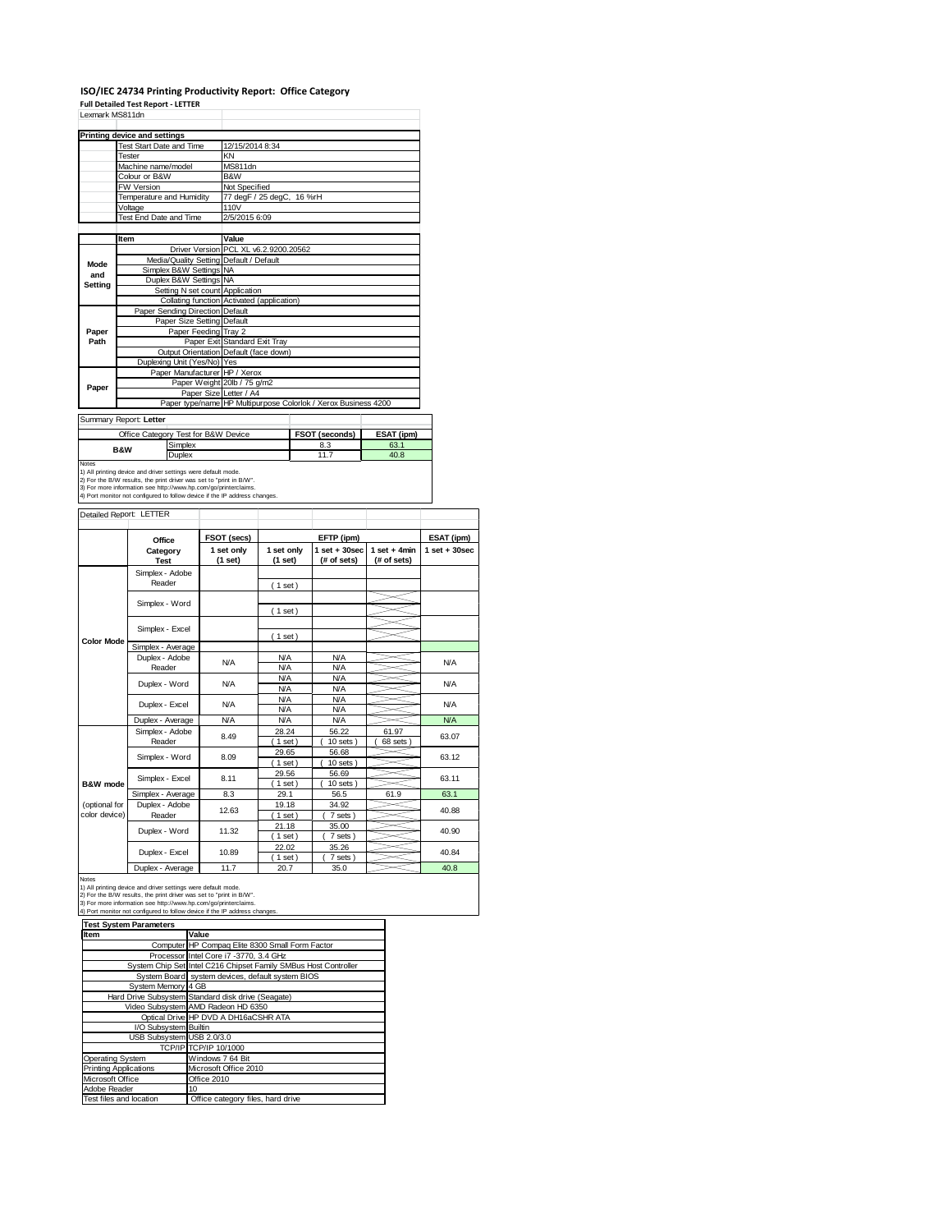# ISO/IEC 24734 Printing Productivity Report: Office Category

**Full Detailed Test Report - LETTER**

Lexmark MS811dn

| Printing device and settings | |
|---|---|
| Test Start Date and Time | 12/15/2014 8:34 |
| Tester | KN |
| Machine name/model | MS811dn |
| Colour or B&W | B&W |
| FW Version | Not Specified |
| Temperature and Humidity | 77 degF / 25 degC, 16 %rH |
| Voltage | 110V |
| Test End Date and Time | 2/5/2015 6:09 |

| | Item | Value |
|---|---|---|
| Mode and Setting | Driver Version | PCL XL v6.2.9200.20562 |
| | Media/Quality Setting | Default / Default |
| | Simplex B&W Settings | NA |
| | Duplex B&W Settings | NA |
| | Setting N set count | Application |
| | Collating function | Activated (application) |
| Paper Path | Paper Sending Direction | Default |
| | Paper Size Setting | Default |
| | Paper Feeding | Tray 2 |
| | Paper Exit | Standard Exit Tray |
| | Output Orientation | Default (face down) |
| | Duplexing Unit (Yes/No) | Yes |
| Paper | Paper Manufacturer | HP / Xerox |
| | Paper Weight | 20lb / 75 g/m2 |
| | Paper Size | Letter / A4 |
| | Paper type/name | HP Multipurpose Colorlok / Xerox Business 4200 |

Summary Report: **Letter**

| Office Category Test for B&W Device | | FSOT (seconds) | ESAT (ipm) |
|---|---|---|---|
| B&W | Simplex | 8.3 | 63.1 |
| | Duplex | 11.7 | 40.8 |

Notes
1) All printing device and driver settings were default mode.
2) For the B/W results, the print driver was set to "print in B/W".
3) For more information see http://www.hp.com/go/printerclaims.
4) Port monitor not configured to follow device if the IP address changes.

Detailed Report: LETTER

| | Office Category Test | FSOT (secs) 1 set only (1 set) | EFTP (ipm) 1 set only (1 set) | EFTP (ipm) 1 set + 30sec (# of sets) | EFTP (ipm) 1 set + 4min (# of sets) | ESAT (ipm) 1 set + 30sec |
|---|---|---|---|---|---|---|
| Color Mode | Simplex - Adobe Reader | | ( 1 set ) | | | |
| | Simplex - Word | | ( 1 set ) | | | |
| | Simplex - Excel | | ( 1 set ) | | | |
| | Simplex - Average | | | | | |
| | Duplex - Adobe Reader | N/A | N/A N/A | N/A N/A | | N/A |
| | Duplex - Word | N/A | N/A N/A | N/A N/A | | N/A |
| | Duplex - Excel | N/A | N/A N/A | N/A N/A | | N/A |
| | Duplex - Average | N/A | N/A | N/A | | N/A |
| B&W mode (optional for color device) | Simplex - Adobe Reader | 8.49 | 28.24 ( 1 set ) | 56.22 ( 10 sets ) | 61.97 ( 68 sets ) | 63.07 |
| | Simplex - Word | 8.09 | 29.65 ( 1 set ) | 56.68 ( 10 sets ) | | 63.12 |
| | Simplex - Excel | 8.11 | 29.56 ( 1 set ) | 56.69 ( 10 sets ) | | 63.11 |
| | Simplex - Average | 8.3 | 29.1 | 56.5 | 61.9 | 63.1 |
| | Duplex - Adobe Reader | 12.63 | 19.18 ( 1 set ) | 34.92 ( 7 sets ) | | 40.88 |
| | Duplex - Word | 11.32 | 21.18 ( 1 set ) | 35.00 ( 7 sets ) | | 40.90 |
| | Duplex - Excel | 10.89 | 22.02 ( 1 set ) | 35.26 ( 7 sets ) | | 40.84 |
| | Duplex - Average | 11.7 | 20.7 | 35.0 | | 40.8 |

Notes
1) All printing device and driver settings were default mode.
2) For the B/W results, the print driver was set to "print in B/W".
3) For more information see http://www.hp.com/go/printerclaims.
4) Port monitor not configured to follow device if the IP address changes.

| Test System Parameters | |
|---|---|
| **Item** | **Value** |
| Computer | HP Compaq Elite 8300 Small Form Factor |
| Processor | Intel Core i7 -3770, 3.4 GHz |
| System Chip Set | Intel C216 Chipset Family SMBus Host Controller |
| System Board | system devices, default system BIOS |
| System Memory | 4 GB |
| Hard Drive Subsystem | Standard disk drive (Seagate) |
| Video Subsystem | AMD Radeon HD 6350 |
| Optical Drive | HP DVD A DH16aCSHR ATA |
| I/O Subsystem | Builtin |
| USB Subsystem | USB 2.0/3.0 |
| TCP/IP | TCP/IP 10/1000 |
| Operating System | Windows 7 64 Bit |
| Printing Applications | Microsoft Office 2010 |
| Microsoft Office | Office 2010 |
| Adobe Reader | 10 |
| Test files and location | Office category files, hard drive |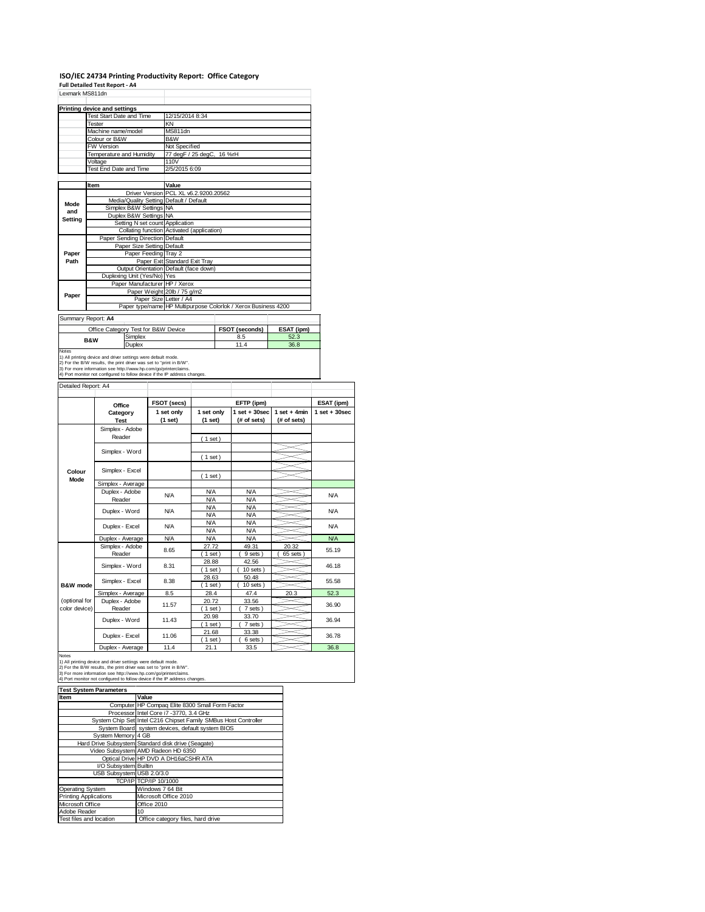# ISO/IEC 24734 Printing Productivity Report: Office Category

**Full Detailed Test Report - A4**

Lexmark MS811dn

| Printing device and settings | |
|---|---|
| Test Start Date and Time | 12/15/2014 8:34 |
| Tester | KN |
| Machine name/model | MS811dn |
| Colour or B&W | B&W |
| FW Version | Not Specified |
| Temperature and Humidity | 77 degF / 25 degC, 16 %rH |
| Voltage | 110V |
| Test End Date and Time | 2/5/2015 6:09 |

| | Item | Value |
|---|---|---|
| Mode and Setting | Driver Version | PCL XL v6.2.9200.20562 |
| | Media/Quality Setting | Default / Default |
| | Simplex B&W Settings | NA |
| | Duplex B&W Settings | NA |
| | Setting N set count | Application |
| | Collating function | Activated (application) |
| Paper Path | Paper Sending Direction | Default |
| | Paper Size Setting | Default |
| | Paper Feeding | Tray 2 |
| | Paper Exit | Standard Exit Tray |
| | Output Orientation | Default (face down) |
| | Duplexing Unit (Yes/No) | Yes |
| Paper | Paper Manufacturer | HP / Xerox |
| | Paper Weight | 20lb / 75 g/m2 |
| | Paper Size | Letter / A4 |
| | Paper type/name | HP Multipurpose Colorlok / Xerox Business 4200 |

Summary Report: **A4**

| Office Category Test for B&W Device | | FSOT (seconds) | ESAT (ipm) |
|---|---|---|---|
| B&W | Simplex | 8.5 | 52.3 |
| | Duplex | 11.4 | 36.8 |

Notes
1) All printing device and driver settings were default mode.
2) For the B/W results, the print driver was set to "print in B/W".
3) For more information see http://www.hp.com/go/printerclaims.
4) Port monitor not configured to follow device if the IP address changes.

Detailed Report: A4

| | Office Category Test | FSOT (secs) 1 set only (1 set) | EFTP (ipm) 1 set only (1 set) | EFTP (ipm) 1 set + 30sec (# of sets) | EFTP (ipm) 1 set + 4min (# of sets) | ESAT (ipm) 1 set + 30sec |
|---|---|---|---|---|---|---|
| Colour Mode | Simplex - Adobe Reader | | ( 1 set ) | | | |
| | Simplex - Word | | ( 1 set ) | | | |
| | Simplex - Excel | | ( 1 set ) | | | |
| | Simplex - Average | | | | | |
| | Duplex - Adobe Reader | N/A | N/A / N/A | N/A / N/A | | N/A |
| | Duplex - Word | N/A | N/A / N/A | N/A / N/A | | N/A |
| | Duplex - Excel | N/A | N/A / N/A | N/A / N/A | | N/A |
| | Duplex - Average | N/A | N/A | N/A | | N/A |
| B&W mode (optional for color device) | Simplex - Adobe Reader | 8.65 | 27.72 ( 1 set ) | 49.31 ( 9 sets ) | 20.32 ( 65 sets ) | 55.19 |
| | Simplex - Word | 8.31 | 28.88 ( 1 set ) | 42.56 ( 10 sets ) | | 46.18 |
| | Simplex - Excel | 8.38 | 28.63 ( 1 set ) | 50.48 ( 10 sets ) | | 55.58 |
| | Simplex - Average | 8.5 | 28.4 | 47.4 | 20.3 | 52.3 |
| | Duplex - Adobe Reader | 11.57 | 20.72 ( 1 set ) | 33.56 ( 7 sets ) | | 36.90 |
| | Duplex - Word | 11.43 | 20.98 ( 1 set ) | 33.70 ( 7 sets ) | | 36.94 |
| | Duplex - Excel | 11.06 | 21.68 ( 1 set ) | 33.38 ( 6 sets ) | | 36.78 |
| | Duplex - Average | 11.4 | 21.1 | 33.5 | | 36.8 |

Notes
1) All printing device and driver settings were default mode.
2) For the B/W results, the print driver was set to "print in B/W".
3) For more information see http://www.hp.com/go/printerclaims.
4) Port monitor not configured to follow device if the IP address changes.

| Test System Parameters | |
|---|---|
| **Item** | **Value** |
| Computer | HP Compaq Elite 8300 Small Form Factor |
| Processor | Intel Core i7 -3770, 3.4 GHz |
| System Chip Set | Intel C216 Chipset Family SMBus Host Controller |
| System Board | system devices, default system BIOS |
| System Memory | 4 GB |
| Hard Drive Subsystem | Standard disk drive (Seagate) |
| Video Subsystem | AMD Radeon HD 6350 |
| Optical Drive | HP DVD A DH16aCSHR ATA |
| I/O Subsystem | Builtin |
| USB Subsystem | USB 2.0/3.0 |
| TCP/IP | TCP/IP 10/1000 |
| Operating System | Windows 7 64 Bit |
| Printing Applications | Microsoft Office 2010 |
| Microsoft Office | Office 2010 |
| Adobe Reader | 10 |
| Test files and location | Office category files, hard drive |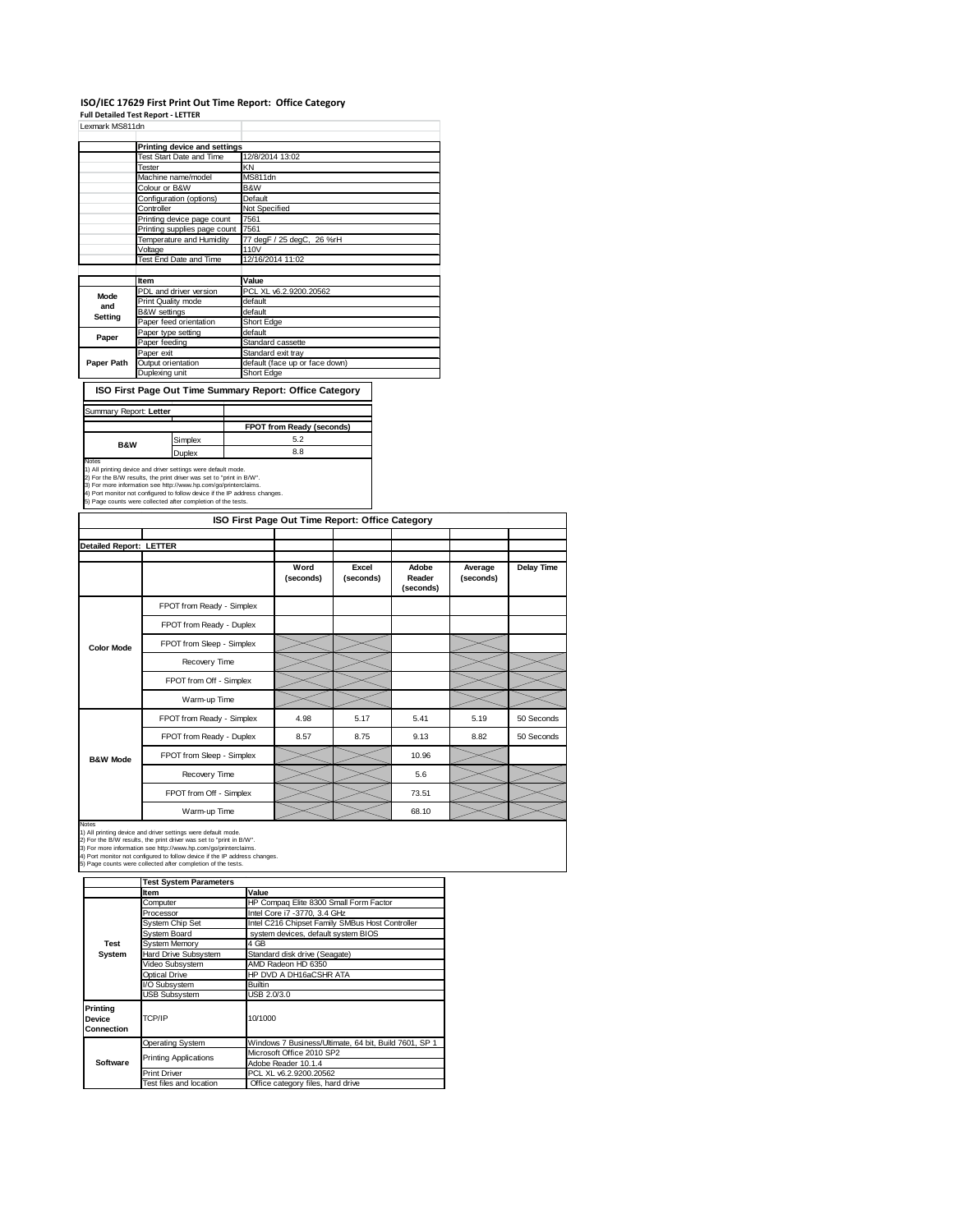# ISO/IEC 17629 First Print Out Time Report: Office Category

**Full Detailed Test Report - LETTER**

Lexmark MS811dn

| | Printing device and settings | |
|---|---|---|
| | Test Start Date and Time | 12/8/2014 13:02 |
| | Tester | KN |
| | Machine name/model | MS811dn |
| | Colour or B&W | B&W |
| | Configuration (options) | Default |
| | Controller | Not Specified |
| | Printing device page count | 7561 |
| | Printing supplies page count | 7561 |
| | Temperature and Humidity | 77 degF / 25 degC, 26 %rH |
| | Voltage | 110V |
| | Test End Date and Time | 12/16/2014 11:02 |

| | Item | Value |
|---|---|---|
| Mode and Setting | PDL and driver version | PCL XL v6.2.9200.20562 |
| | Print Quality mode | default |
| | B&W settings | default |
| | Paper feed orientation | Short Edge |
| Paper | Paper type setting | default |
| | Paper feeding | Standard cassette |
| Paper Path | Paper exit | Standard exit tray |
| | Output orientation | default (face up or face down) |
| | Duplexing unit | Short Edge |

## ISO First Page Out Time Summary Report: Office Category

Summary Report: **Letter**

| | | FPOT from Ready (seconds) |
|---|---|---|
| B&W | Simplex | 5.2 |
| | Duplex | 8.8 |

Notes
1) All printing device and driver settings were default mode.
2) For the B/W results, the print driver was set to "print in B/W".
3) For more information see http://www.hp.com/go/printerclaims.
4) Port monitor not configured to follow device if the IP address changes.
5) Page counts were collected after completion of the tests.

## ISO First Page Out Time Report: Office Category

**Detailed Report: LETTER**

| | | Word (seconds) | Excel (seconds) | Adobe Reader (seconds) | Average (seconds) | Delay Time |
|---|---|---|---|---|---|---|
| Color Mode | FPOT from Ready - Simplex | | | | | |
| | FPOT from Ready - Duplex | | | | | |
| | FPOT from Sleep - Simplex | | | | | |
| | Recovery Time | | | | | |
| | FPOT from Off - Simplex | | | | | |
| | Warm-up Time | | | | | |
| B&W Mode | FPOT from Ready - Simplex | 4.98 | 5.17 | 5.41 | 5.19 | 50 Seconds |
| | FPOT from Ready - Duplex | 8.57 | 8.75 | 9.13 | 8.82 | 50 Seconds |
| | FPOT from Sleep - Simplex | | | 10.96 | | |
| | Recovery Time | | | 5.6 | | |
| | FPOT from Off - Simplex | | | 73.51 | | |
| | Warm-up Time | | | 68.10 | | |

Notes
1) All printing device and driver settings were default mode.
2) For the B/W results, the print driver was set to "print in B/W".
3) For more information see http://www.hp.com/go/printerclaims.
4) Port monitor not configured to follow device if the IP address changes.
5) Page counts were collected after completion of the tests.

| | Test System Parameters | |
|---|---|---|
| | Item | Value |
| Test System | Computer | HP Compaq Elite 8300 Small Form Factor |
| | Processor | Intel Core i7 -3770, 3.4 GHz |
| | System Chip Set | Intel C216 Chipset Family SMBus Host Controller |
| | System Board | system devices, default system BIOS |
| | System Memory | 4 GB |
| | Hard Drive Subsystem | Standard disk drive (Seagate) |
| | Video Subsystem | AMD Radeon HD 6350 |
| | Optical Drive | HP DVD A DH16aCSHR ATA |
| | I/O Subsystem | Builtin |
| | USB Subsystem | USB 2.0/3.0 |
| Printing Device Connection | TCP/IP | 10/1000 |
| Software | Operating System | Windows 7 Business/Ultimate, 64 bit, Build 7601, SP 1 |
| | Printing Applications | Microsoft Office 2010 SP2 |
| | | Adobe Reader 10.1.4 |
| | Print Driver | PCL XL v6.2.9200.20562 |
| | Test files and location | Office category files, hard drive |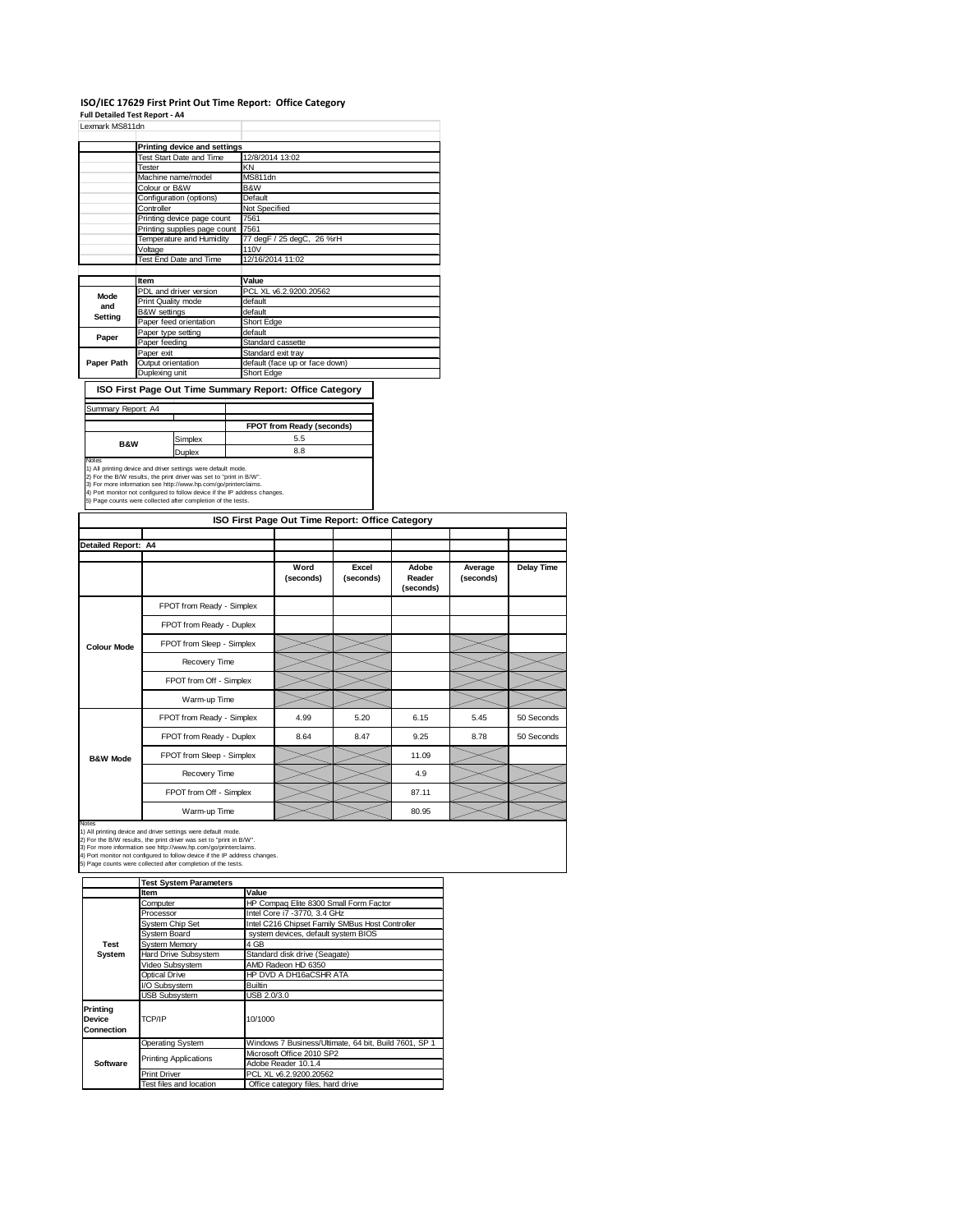# ISO/IEC 17629 First Print Out Time Report: Office Category

**Full Detailed Test Report - A4**

Lexmark MS811dn

| | | |
|---|---|---|
| | **Printing device and settings** | |
| | Test Start Date and Time | 12/8/2014 13:02 |
| | Tester | KN |
| | Machine name/model | MS811dn |
| | Colour or B&W | B&W |
| | Configuration (options) | Default |
| | Controller | Not Specified |
| | Printing device page count | 7561 |
| | Printing supplies page count | 7561 |
| | Temperature and Humidity | 77 degF / 25 degC, 26 %rH |
| | Voltage | 110V |
| | Test End Date and Time | 12/16/2014 11:02 |
| | | |
| | **Item** | **Value** |
| **Mode and Setting** | PDL and driver version | PCL XL v6.2.9200.20562 |
| | Print Quality mode | default |
| | B&W settings | default |
| | Paper feed orientation | Short Edge |
| **Paper** | Paper type setting | default |
| | Paper feeding | Standard cassette |
| **Paper Path** | Paper exit | Standard exit tray |
| | Output orientation | default (face up or face down) |
| | Duplexing unit | Short Edge |

## ISO First Page Out Time Summary Report: Office Category

Summary Report: A4

| | | FPOT from Ready (seconds) |
|---|---|---|
| **B&W** | Simplex | 5.5 |
| | Duplex | 8.8 |

Notes
1) All printing device and driver settings were default mode.
2) For the B/W results, the print driver was set to "print in B/W".
3) For more information see http://www.hp.com/go/printerclaims.
4) Port monitor not configured to follow device if the IP address changes.
5) Page counts were collected after completion of the tests.

## ISO First Page Out Time Report: Office Category

Detailed Report: A4

| | | Word (seconds) | Excel (seconds) | Adobe Reader (seconds) | Average (seconds) | Delay Time |
|---|---|---|---|---|---|---|
| **Colour Mode** | FPOT from Ready - Simplex | | | | | |
| | FPOT from Ready - Duplex | | | | | |
| | FPOT from Sleep - Simplex | | | | | |
| | Recovery Time | | | | | |
| | FPOT from Off - Simplex | | | | | |
| | Warm-up Time | | | | | |
| **B&W Mode** | FPOT from Ready - Simplex | 4.99 | 5.20 | 6.15 | 5.45 | 50 Seconds |
| | FPOT from Ready - Duplex | 8.64 | 8.47 | 9.25 | 8.78 | 50 Seconds |
| | FPOT from Sleep - Simplex | | | 11.09 | | |
| | Recovery Time | | | 4.9 | | |
| | FPOT from Off - Simplex | | | 87.11 | | |
| | Warm-up Time | | | 80.95 | | |

Notes
1) All printing device and driver settings were default mode.
2) For the B/W results, the print driver was set to "print in B/W".
3) For more information see http://www.hp.com/go/printerclaims.
4) Port monitor not configured to follow device if the IP address changes.
5) Page counts were collected after completion of the tests.

| | | |
|---|---|---|
| | **Test System Parameters** | |
| | **Item** | **Value** |
| **Test System** | Computer | HP Compaq Elite 8300 Small Form Factor |
| | Processor | Intel Core i7 -3770, 3.4 GHz |
| | System Chip Set | Intel C216 Chipset Family SMBus Host Controller |
| | System Board | system devices, default system BIOS |
| | System Memory | 4 GB |
| | Hard Drive Subsystem | Standard disk drive (Seagate) |
| | Video Subsystem | AMD Radeon HD 6350 |
| | Optical Drive | HP DVD A DH16aCSHR ATA |
| | I/O Subsystem | Builtin |
| | USB Subsystem | USB 2.0/3.0 |
| **Printing Device Connection** | TCP/IP | 10/1000 |
| **Software** | Operating System | Windows 7 Business/Ultimate, 64 bit, Build 7601, SP 1 |
| | Printing Applications | Microsoft Office 2010 SP2 |
| | | Adobe Reader 10.1.4 |
| | Print Driver | PCL XL v6.2.9200.20562 |
| | Test files and location | Office category files, hard drive |